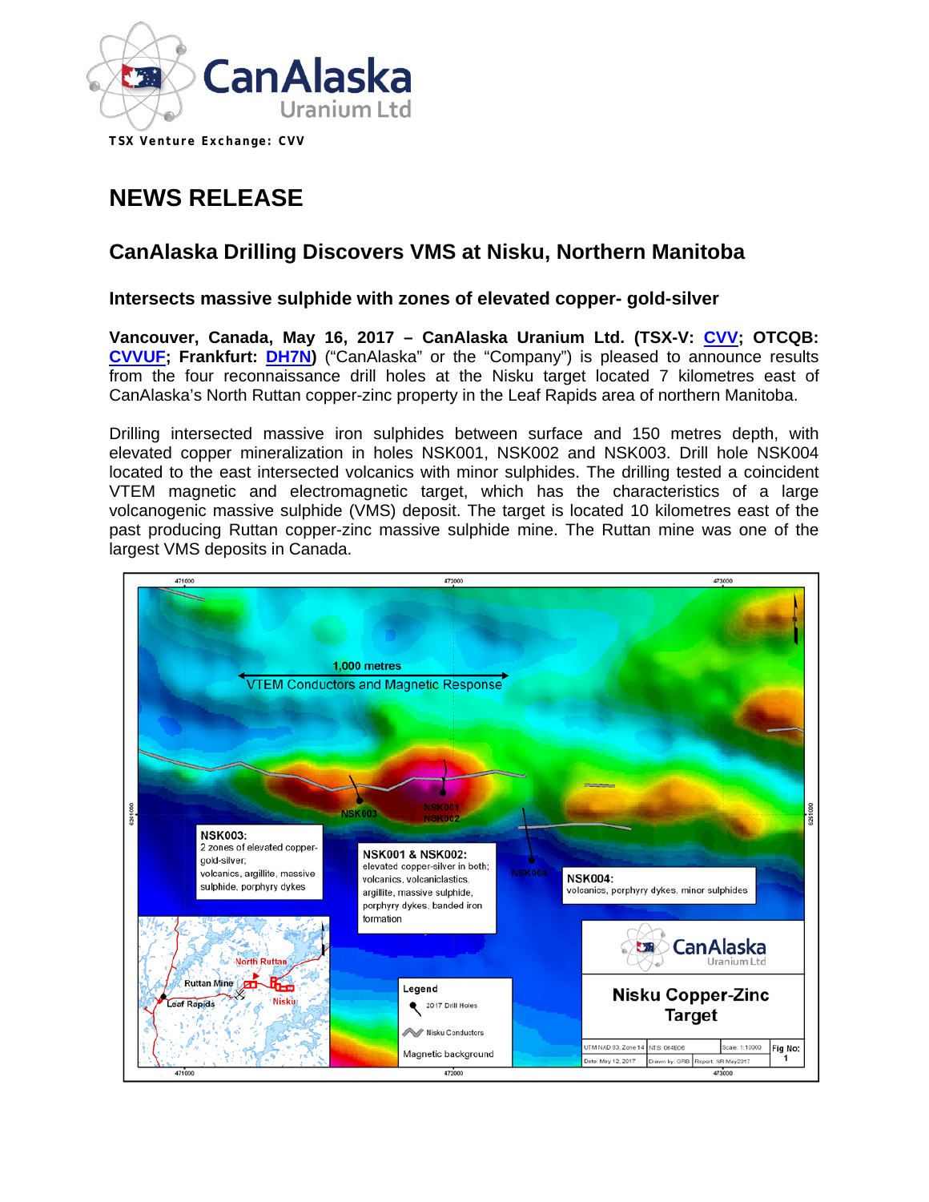CanAlaska Uranium Ltd

TSX Venture Exchange: CVV

# NEWS RELEASE

## CanAlaska Drilling Discovers VMS at Nisku, Northern Manitoba

### Intersects massive sulphide with zones of elevated copper- gold-silver

**Vancouver, Canada, May 16, 2017 – CanAlaska Uranium Ltd. (TSX-V: CVV; OTCQB: CVVUF; Frankfurt: DH7N)** ("CanAlaska" or the "Company") is pleased to announce results from the four reconnaissance drill holes at the Nisku target located 7 kilometres east of CanAlaska's North Ruttan copper-zinc property in the Leaf Rapids area of northern Manitoba.

Drilling intersected massive iron sulphides between surface and 150 metres depth, with elevated copper mineralization in holes NSK001, NSK002 and NSK003. Drill hole NSK004 located to the east intersected volcanics with minor sulphides. The drilling tested a coincident VTEM magnetic and electromagnetic target, which has the characteristics of a large volcanogenic massive sulphide (VMS) deposit. The target is located 10 kilometres east of the past producing Ruttan copper-zinc massive sulphide mine. The Ruttan mine was one of the largest VMS deposits in Canada.

1,000 metres
VTEM Conductors and Magnetic Response

NSK003: 2 zones of elevated copper-gold-silver; volcanics, argillite, massive sulphide, porphyry dykes

NSK001 & NSK002: elevated copper-silver in both; volcanics, volcaniclastics, argillite, massive sulphide, porphyry dykes, banded iron formation

NSK004: volcanics, porphyry dykes, minor sulphides

Legend: 2017 Drill Holes; Nisku Conductors; Magnetic background

Nisku Copper-Zinc Target

UTM NAD 83, Zone 14 | NTS 064B06 | Scale: 1:10000 | Fig No: 1
Date: May 12, 2017 | Drawn by: GRB | Report: NR May2017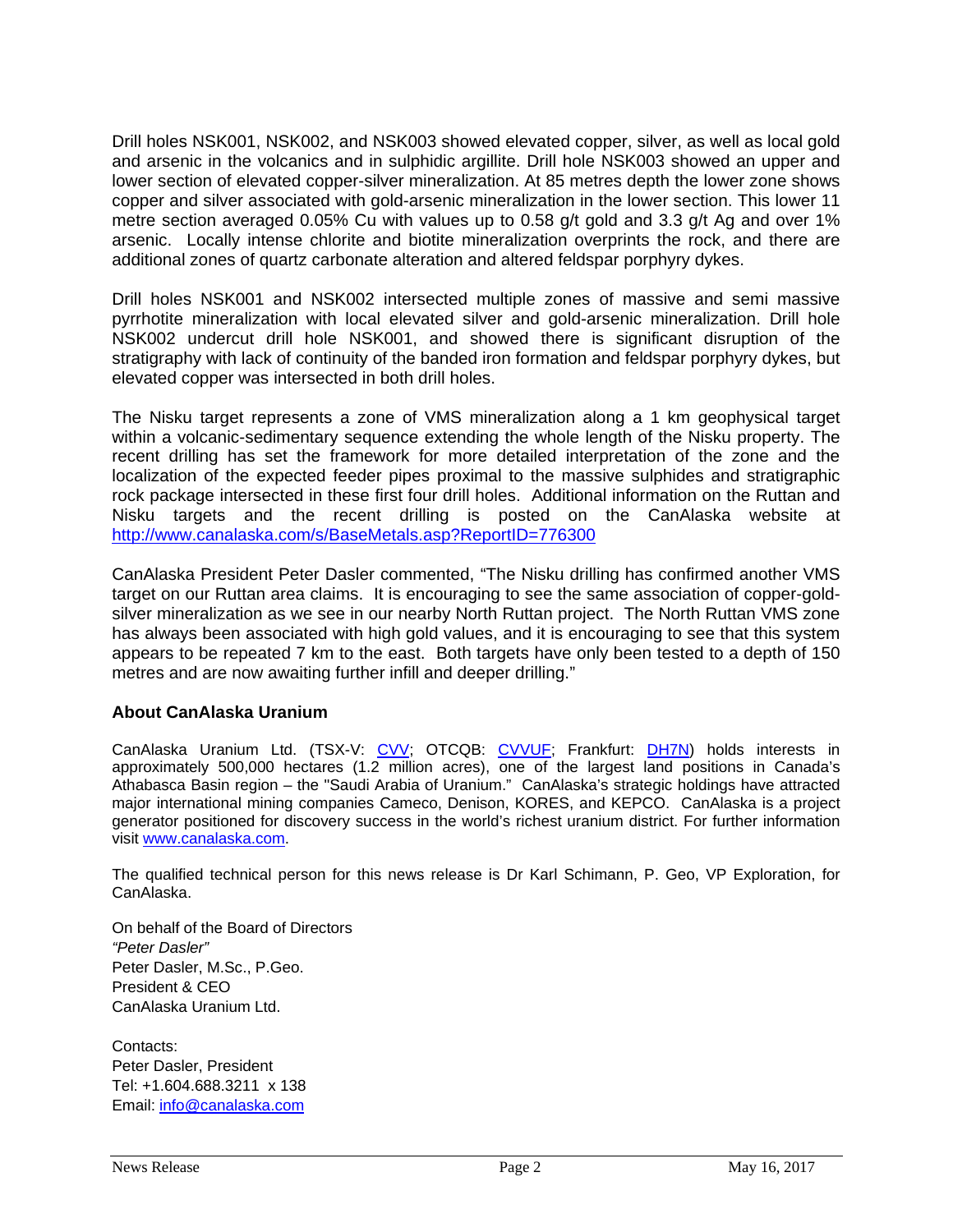Drill holes NSK001, NSK002, and NSK003 showed elevated copper, silver, as well as local gold and arsenic in the volcanics and in sulphidic argillite. Drill hole NSK003 showed an upper and lower section of elevated copper-silver mineralization. At 85 metres depth the lower zone shows copper and silver associated with gold-arsenic mineralization in the lower section. This lower 11 metre section averaged 0.05% Cu with values up to 0.58 g/t gold and 3.3 g/t Ag and over 1% arsenic. Locally intense chlorite and biotite mineralization overprints the rock, and there are additional zones of quartz carbonate alteration and altered feldspar porphyry dykes.

Drill holes NSK001 and NSK002 intersected multiple zones of massive and semi massive pyrrhotite mineralization with local elevated silver and gold-arsenic mineralization. Drill hole NSK002 undercut drill hole NSK001, and showed there is significant disruption of the stratigraphy with lack of continuity of the banded iron formation and feldspar porphyry dykes, but elevated copper was intersected in both drill holes.

The Nisku target represents a zone of VMS mineralization along a 1 km geophysical target within a volcanic-sedimentary sequence extending the whole length of the Nisku property. The recent drilling has set the framework for more detailed interpretation of the zone and the localization of the expected feeder pipes proximal to the massive sulphides and stratigraphic rock package intersected in these first four drill holes. Additional information on the Ruttan and Nisku targets and the recent drilling is posted on the CanAlaska website at http://www.canalaska.com/s/BaseMetals.asp?ReportID=776300

CanAlaska President Peter Dasler commented, "The Nisku drilling has confirmed another VMS target on our Ruttan area claims. It is encouraging to see the same association of copper-gold-silver mineralization as we see in our nearby North Ruttan project. The North Ruttan VMS zone has always been associated with high gold values, and it is encouraging to see that this system appears to be repeated 7 km to the east. Both targets have only been tested to a depth of 150 metres and are now awaiting further infill and deeper drilling."

### About CanAlaska Uranium

CanAlaska Uranium Ltd. (TSX-V: CVV; OTCQB: CVVUF; Frankfurt: DH7N) holds interests in approximately 500,000 hectares (1.2 million acres), one of the largest land positions in Canada's Athabasca Basin region – the "Saudi Arabia of Uranium." CanAlaska's strategic holdings have attracted major international mining companies Cameco, Denison, KORES, and KEPCO. CanAlaska is a project generator positioned for discovery success in the world's richest uranium district. For further information visit www.canalaska.com.

The qualified technical person for this news release is Dr Karl Schimann, P. Geo, VP Exploration, for CanAlaska.

On behalf of the Board of Directors
*"Peter Dasler"*
Peter Dasler, M.Sc., P.Geo.
President & CEO
CanAlaska Uranium Ltd.

Contacts:
Peter Dasler, President
Tel: +1.604.688.3211 x 138
Email: info@canalaska.com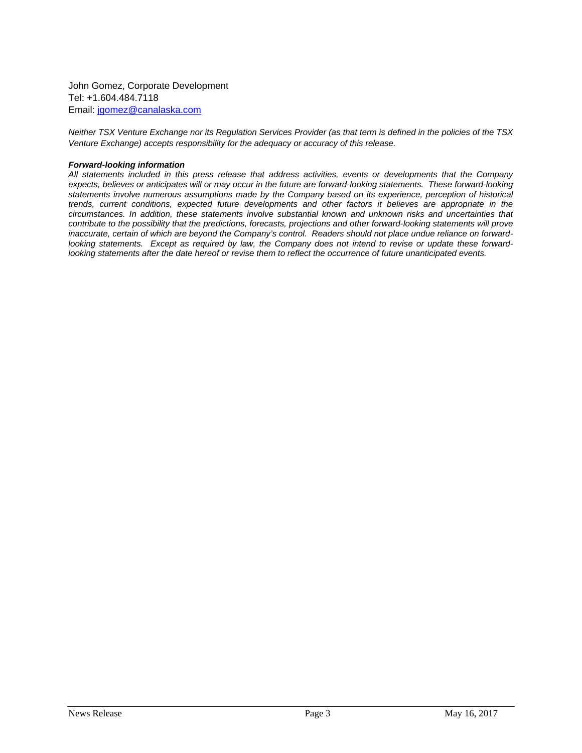John Gomez, Corporate Development
Tel: +1.604.484.7118
Email: jgomez@canalaska.com

*Neither TSX Venture Exchange nor its Regulation Services Provider (as that term is defined in the policies of the TSX Venture Exchange) accepts responsibility for the adequacy or accuracy of this release.*

***Forward-looking information***

*All statements included in this press release that address activities, events or developments that the Company expects, believes or anticipates will or may occur in the future are forward-looking statements. These forward-looking statements involve numerous assumptions made by the Company based on its experience, perception of historical trends, current conditions, expected future developments and other factors it believes are appropriate in the circumstances. In addition, these statements involve substantial known and unknown risks and uncertainties that contribute to the possibility that the predictions, forecasts, projections and other forward-looking statements will prove inaccurate, certain of which are beyond the Company's control. Readers should not place undue reliance on forward-looking statements. Except as required by law, the Company does not intend to revise or update these forward-looking statements after the date hereof or revise them to reflect the occurrence of future unanticipated events.*